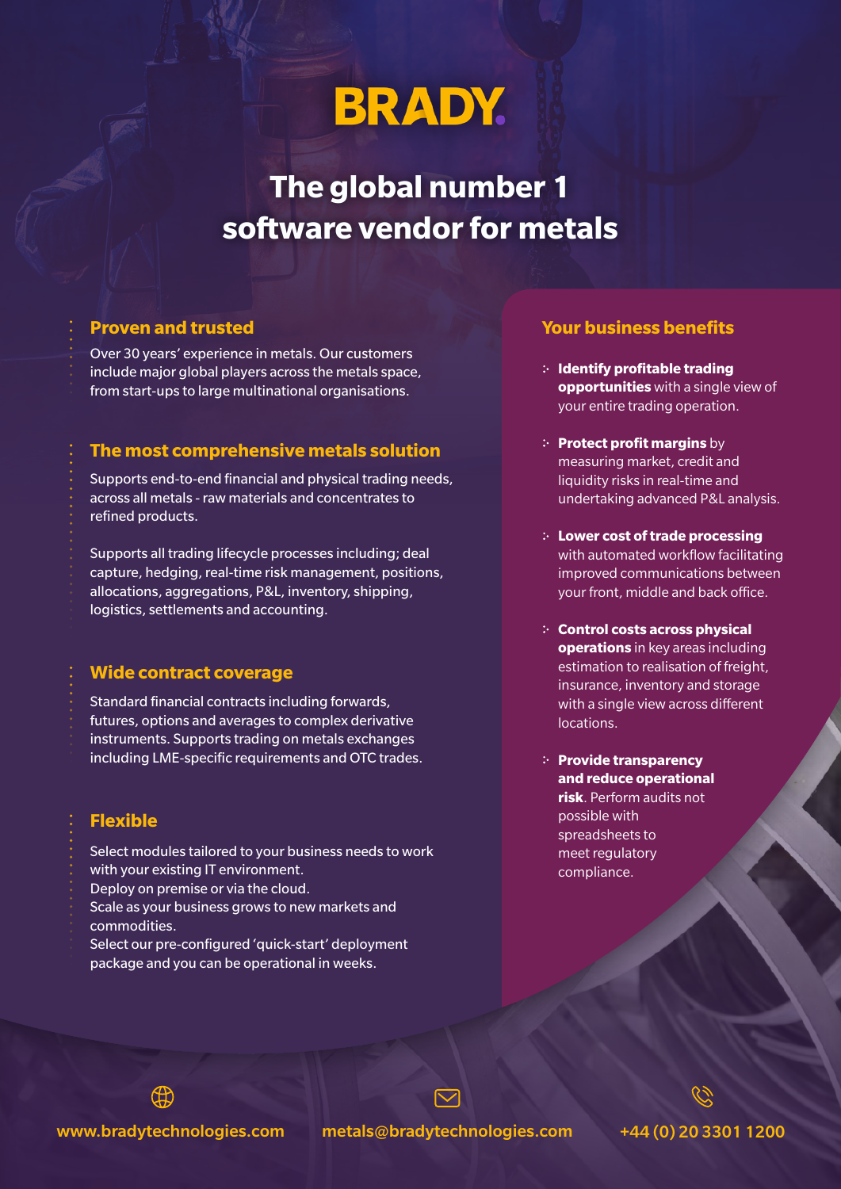# BRADY

## The global number 1 software vendor for metals

### Proven and trusted

Over 30 years' experience in metals. Our customers include major global players across the metals space, from start-ups to large multinational organisations.

### The most comprehensive metals solution

Supports end-to-end financial and physical trading needs, across all metals - raw materials and concentrates to refined products.

Supports all trading lifecycle processes including; deal capture, hedging, real-time risk management, positions, allocations, aggregations, P&L, inventory, shipping, logistics, settlements and accounting.

### Wide contract coverage

Standard financial contracts including forwards, futures, options and averages to complex derivative instruments. Supports trading on metals exchanges including LME-specific requirements and OTC trades.

### Flexible

Select modules tailored to your business needs to work with your existing IT environment.
Deploy on premise or via the cloud.
Scale as your business grows to new markets and commodities.
Select our pre-configured 'quick-start' deployment package and you can be operational in weeks.

### Your business benefits

- **Identify profitable trading opportunities** with a single view of your entire trading operation.
- **Protect profit margins** by measuring market, credit and liquidity risks in real-time and undertaking advanced P&L analysis.
- **Lower cost of trade processing** with automated workflow facilitating improved communications between your front, middle and back office.
- **Control costs across physical operations** in key areas including estimation to realisation of freight, insurance, inventory and storage with a single view across different locations.
- **Provide transparency and reduce operational risk**. Perform audits not possible with spreadsheets to meet regulatory compliance.

www.bradytechnologies.com

metals@bradytechnologies.com

+44 (0) 20 3301 1200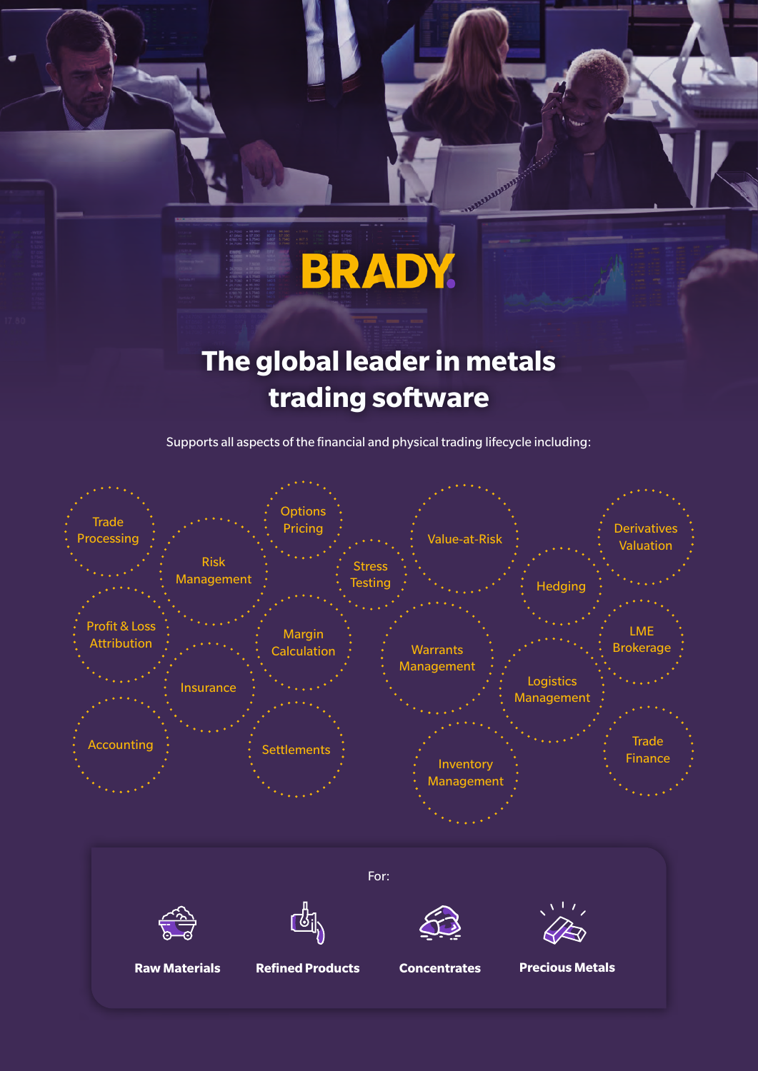# BRADY

## The global leader in metals trading software

Supports all aspects of the financial and physical trading lifecycle including:

- Trade Processing
- Risk Management
- Options Pricing
- Stress Testing
- Value-at-Risk
- Hedging
- Derivatives Valuation
- Profit & Loss Attribution
- Margin Calculation
- Insurance
- Warrants Management
- Logistics Management
- LME Brokerage
- Accounting
- Settlements
- Inventory Management
- Trade Finance

For:

- **Raw Materials**
- **Refined Products**
- **Concentrates**
- **Precious Metals**